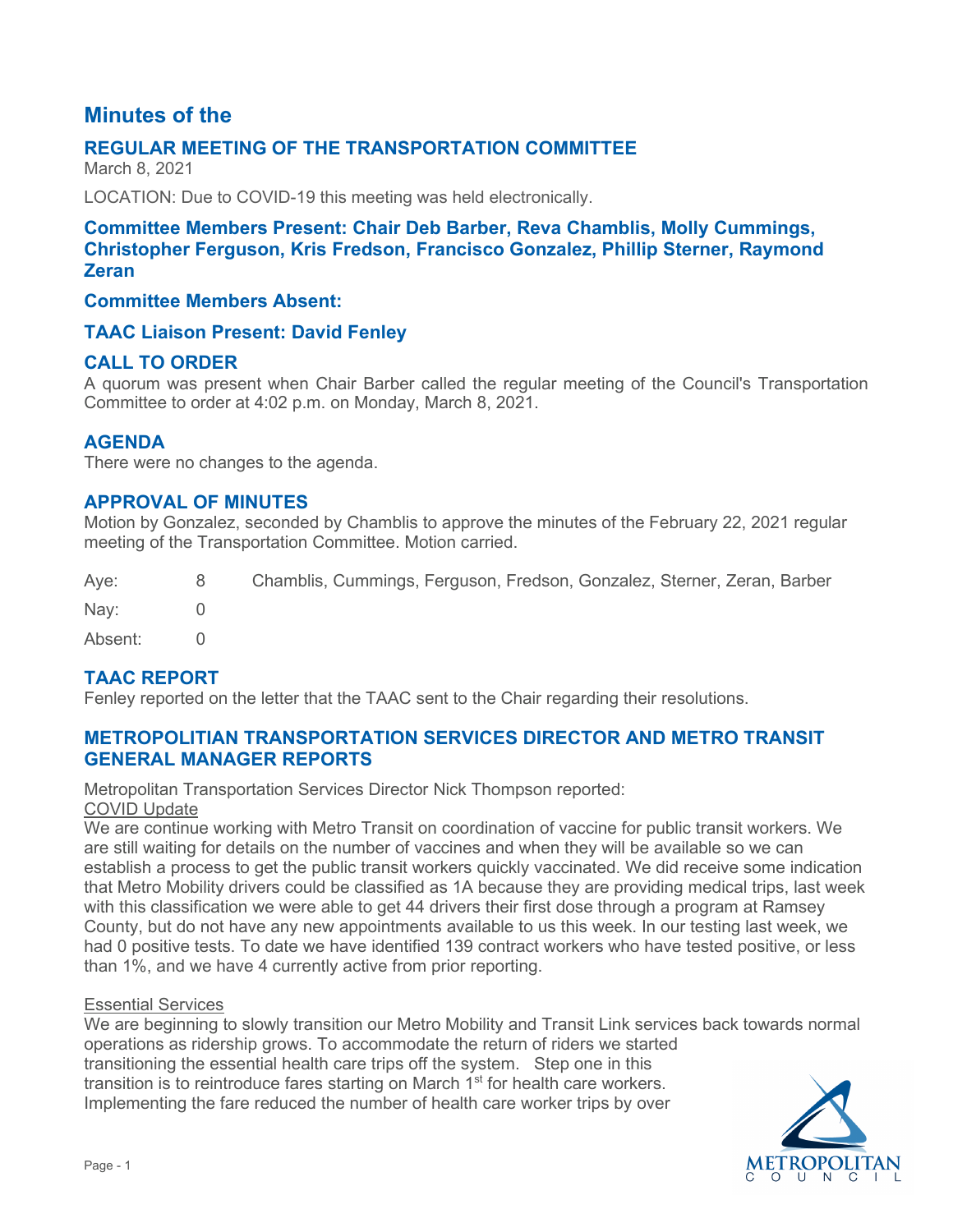# Minutes of the

## REGULAR MEETING OF THE TRANSPORTATION COMMITTEE

March 8, 2021

LOCATION: Due to COVID-19 this meeting was held electronically.

### Committee Members Present: Chair Deb Barber, Reva Chamblis, Molly Cummings, Christopher Ferguson, Kris Fredson, Francisco Gonzalez, Phillip Sterner, Raymond Zeran

### Committee Members Absent:

### TAAC Liaison Present: David Fenley

## CALL TO ORDER

A quorum was present when Chair Barber called the regular meeting of the Council's Transportation Committee to order at 4:02 p.m. on Monday, March 8, 2021.

## AGENDA

There were no changes to the agenda.

## APPROVAL OF MINUTES

Motion by Gonzalez, seconded by Chamblis to approve the minutes of the February 22, 2021 regular meeting of the Transportation Committee. Motion carried.

| | | |
|---|---|---|
| Aye: | 8 | Chamblis, Cummings, Ferguson, Fredson, Gonzalez, Sterner, Zeran, Barber |
| Nay: | 0 | |
| Absent: | 0 | |

## TAAC REPORT

Fenley reported on the letter that the TAAC sent to the Chair regarding their resolutions.

## METROPOLITAN TRANSPORTATION SERVICES DIRECTOR AND METRO TRANSIT GENERAL MANAGER REPORTS

Metropolitan Transportation Services Director Nick Thompson reported:

COVID Update

We are continue working with Metro Transit on coordination of vaccine for public transit workers. We are still waiting for details on the number of vaccines and when they will be available so we can establish a process to get the public transit workers quickly vaccinated. We did receive some indication that Metro Mobility drivers could be classified as 1A because they are providing medical trips, last week with this classification we were able to get 44 drivers their first dose through a program at Ramsey County, but do not have any new appointments available to us this week. In our testing last week, we had 0 positive tests. To date we have identified 139 contract workers who have tested positive, or less than 1%, and we have 4 currently active from prior reporting.

Essential Services

We are beginning to slowly transition our Metro Mobility and Transit Link services back towards normal operations as ridership grows. To accommodate the return of riders we started transitioning the essential health care trips off the system. Step one in this transition is to reintroduce fares starting on March 1st for health care workers. Implementing the fare reduced the number of health care worker trips by over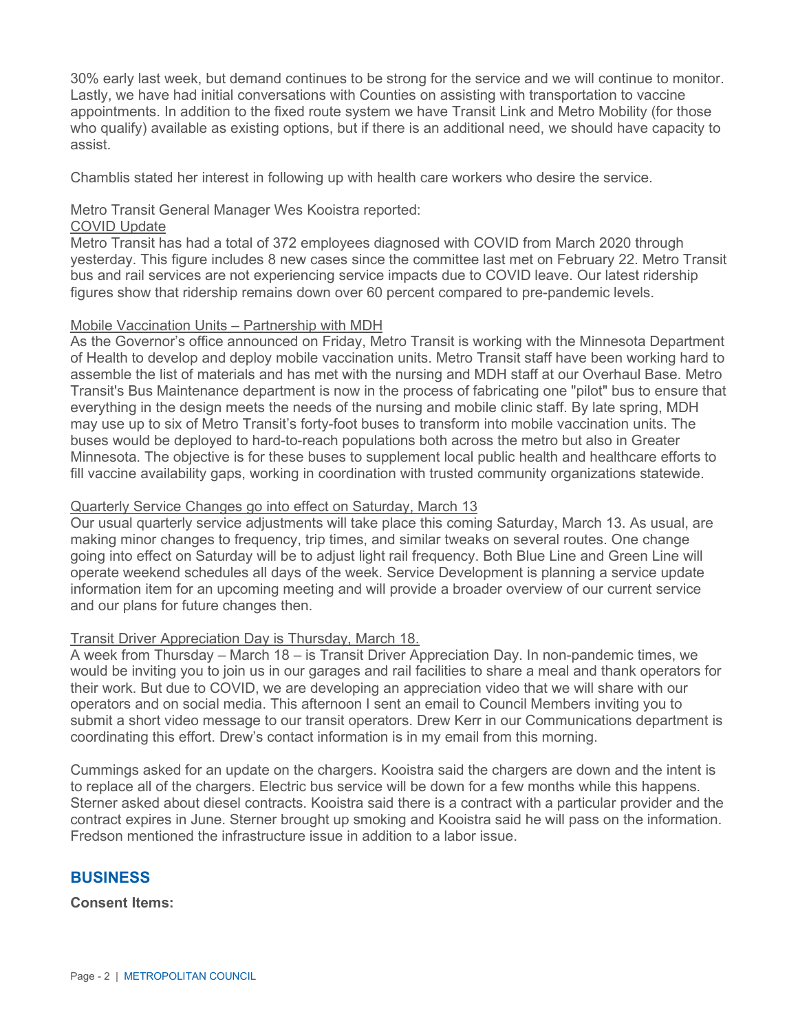30% early last week, but demand continues to be strong for the service and we will continue to monitor. Lastly, we have had initial conversations with Counties on assisting with transportation to vaccine appointments. In addition to the fixed route system we have Transit Link and Metro Mobility (for those who qualify) available as existing options, but if there is an additional need, we should have capacity to assist.

Chamblis stated her interest in following up with health care workers who desire the service.

Metro Transit General Manager Wes Kooistra reported:

COVID Update

Metro Transit has had a total of 372 employees diagnosed with COVID from March 2020 through yesterday. This figure includes 8 new cases since the committee last met on February 22. Metro Transit bus and rail services are not experiencing service impacts due to COVID leave. Our latest ridership figures show that ridership remains down over 60 percent compared to pre-pandemic levels.

Mobile Vaccination Units – Partnership with MDH

As the Governor's office announced on Friday, Metro Transit is working with the Minnesota Department of Health to develop and deploy mobile vaccination units. Metro Transit staff have been working hard to assemble the list of materials and has met with the nursing and MDH staff at our Overhaul Base. Metro Transit's Bus Maintenance department is now in the process of fabricating one "pilot" bus to ensure that everything in the design meets the needs of the nursing and mobile clinic staff. By late spring, MDH may use up to six of Metro Transit's forty-foot buses to transform into mobile vaccination units. The buses would be deployed to hard-to-reach populations both across the metro but also in Greater Minnesota. The objective is for these buses to supplement local public health and healthcare efforts to fill vaccine availability gaps, working in coordination with trusted community organizations statewide.

Quarterly Service Changes go into effect on Saturday, March 13

Our usual quarterly service adjustments will take place this coming Saturday, March 13. As usual, are making minor changes to frequency, trip times, and similar tweaks on several routes. One change going into effect on Saturday will be to adjust light rail frequency. Both Blue Line and Green Line will operate weekend schedules all days of the week. Service Development is planning a service update information item for an upcoming meeting and will provide a broader overview of our current service and our plans for future changes then.

Transit Driver Appreciation Day is Thursday, March 18.

A week from Thursday – March 18 – is Transit Driver Appreciation Day. In non-pandemic times, we would be inviting you to join us in our garages and rail facilities to share a meal and thank operators for their work. But due to COVID, we are developing an appreciation video that we will share with our operators and on social media. This afternoon I sent an email to Council Members inviting you to submit a short video message to our transit operators. Drew Kerr in our Communications department is coordinating this effort. Drew's contact information is in my email from this morning.

Cummings asked for an update on the chargers. Kooistra said the chargers are down and the intent is to replace all of the chargers. Electric bus service will be down for a few months while this happens. Sterner asked about diesel contracts. Kooistra said there is a contract with a particular provider and the contract expires in June. Sterner brought up smoking and Kooistra said he will pass on the information. Fredson mentioned the infrastructure issue in addition to a labor issue.

## BUSINESS

**Consent Items:**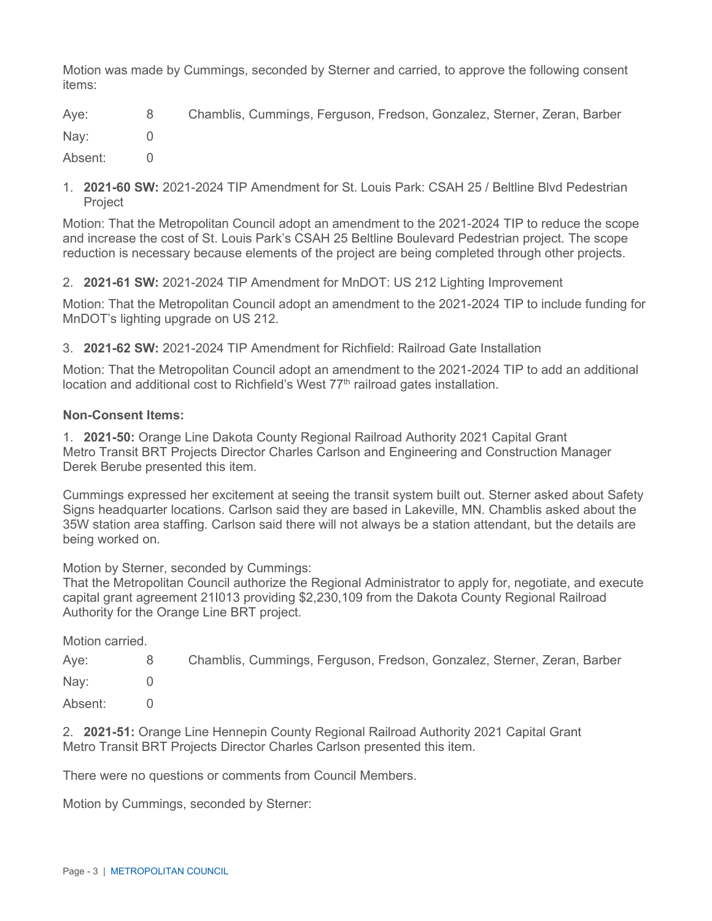Motion was made by Cummings, seconded by Sterner and carried, to approve the following consent items:

| | | |
|---|---|---|
| Aye: | 8 | Chamblis, Cummings, Ferguson, Fredson, Gonzalez, Sterner, Zeran, Barber |
| Nay: | 0 | |
| Absent: | 0 | |

1. **2021-60 SW:** 2021-2024 TIP Amendment for St. Louis Park: CSAH 25 / Beltline Blvd Pedestrian Project

Motion: That the Metropolitan Council adopt an amendment to the 2021-2024 TIP to reduce the scope and increase the cost of St. Louis Park's CSAH 25 Beltline Boulevard Pedestrian project. The scope reduction is necessary because elements of the project are being completed through other projects.

2. **2021-61 SW:** 2021-2024 TIP Amendment for MnDOT: US 212 Lighting Improvement

Motion: That the Metropolitan Council adopt an amendment to the 2021-2024 TIP to include funding for MnDOT's lighting upgrade on US 212.

3. **2021-62 SW:** 2021-2024 TIP Amendment for Richfield: Railroad Gate Installation

Motion: That the Metropolitan Council adopt an amendment to the 2021-2024 TIP to add an additional location and additional cost to Richfield's West 77th railroad gates installation.

**Non-Consent Items:**

1. **2021-50:** Orange Line Dakota County Regional Railroad Authority 2021 Capital Grant
Metro Transit BRT Projects Director Charles Carlson and Engineering and Construction Manager Derek Berube presented this item.

Cummings expressed her excitement at seeing the transit system built out. Sterner asked about Safety Signs headquarter locations. Carlson said they are based in Lakeville, MN. Chamblis asked about the 35W station area staffing. Carlson said there will not always be a station attendant, but the details are being worked on.

Motion by Sterner, seconded by Cummings:
That the Metropolitan Council authorize the Regional Administrator to apply for, negotiate, and execute capital grant agreement 21I013 providing $2,230,109 from the Dakota County Regional Railroad Authority for the Orange Line BRT project.

Motion carried.

| | | |
|---|---|---|
| Aye: | 8 | Chamblis, Cummings, Ferguson, Fredson, Gonzalez, Sterner, Zeran, Barber |
| Nay: | 0 | |
| Absent: | 0 | |

2. **2021-51:** Orange Line Hennepin County Regional Railroad Authority 2021 Capital Grant
Metro Transit BRT Projects Director Charles Carlson presented this item.

There were no questions or comments from Council Members.

Motion by Cummings, seconded by Sterner: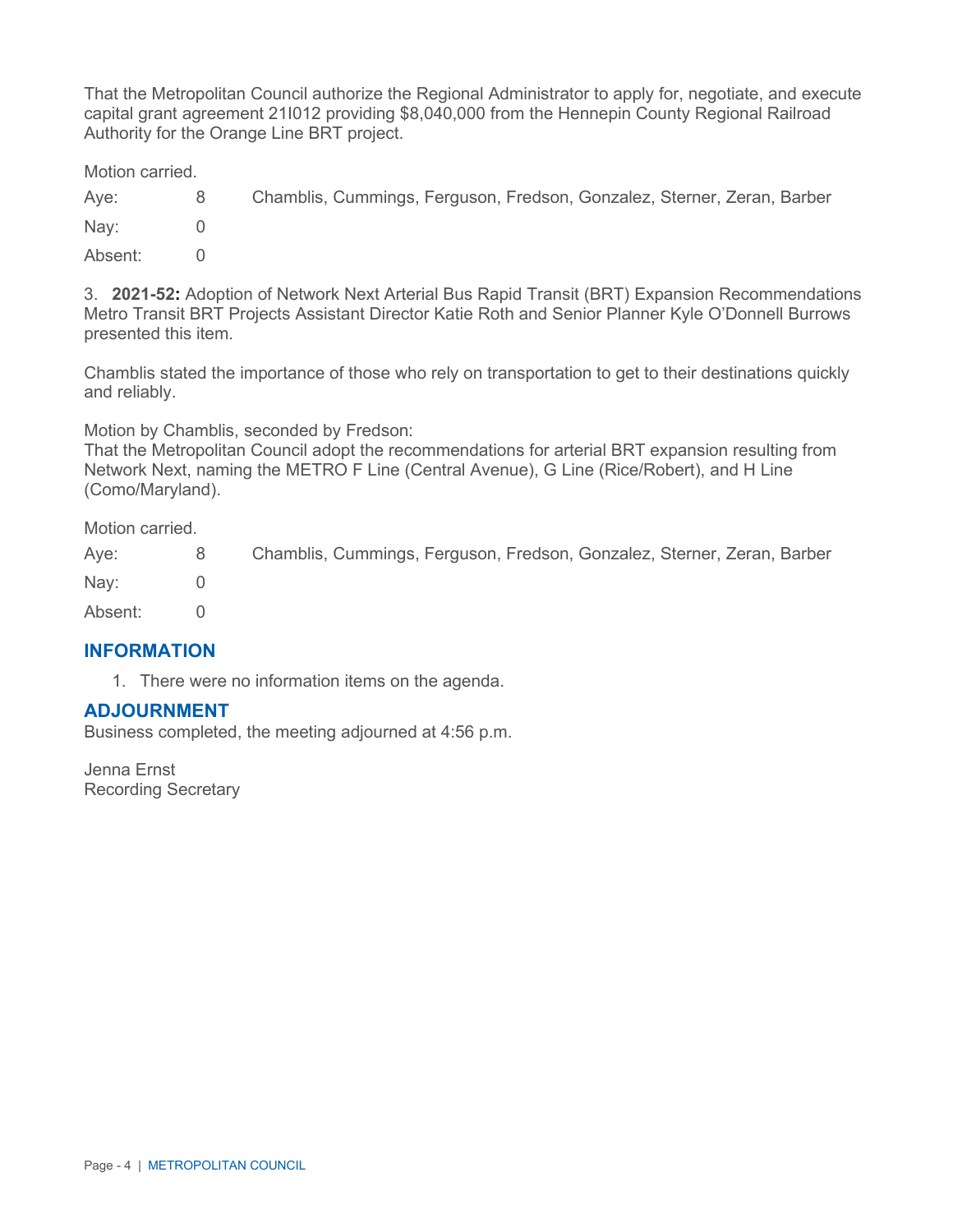That the Metropolitan Council authorize the Regional Administrator to apply for, negotiate, and execute capital grant agreement 21I012 providing $8,040,000 from the Hennepin County Regional Railroad Authority for the Orange Line BRT project.

Motion carried.

| | | |
|---|---|---|
| Aye: | 8 | Chamblis, Cummings, Ferguson, Fredson, Gonzalez, Sterner, Zeran, Barber |
| Nay: | 0 | |
| Absent: | 0 | |

3. **2021-52:** Adoption of Network Next Arterial Bus Rapid Transit (BRT) Expansion Recommendations Metro Transit BRT Projects Assistant Director Katie Roth and Senior Planner Kyle O'Donnell Burrows presented this item.

Chamblis stated the importance of those who rely on transportation to get to their destinations quickly and reliably.

Motion by Chamblis, seconded by Fredson:
That the Metropolitan Council adopt the recommendations for arterial BRT expansion resulting from Network Next, naming the METRO F Line (Central Avenue), G Line (Rice/Robert), and H Line (Como/Maryland).

Motion carried.

| | | |
|---|---|---|
| Aye: | 8 | Chamblis, Cummings, Ferguson, Fredson, Gonzalez, Sterner, Zeran, Barber |
| Nay: | 0 | |
| Absent: | 0 | |

## INFORMATION

1. There were no information items on the agenda.

## ADJOURNMENT

Business completed, the meeting adjourned at 4:56 p.m.

Jenna Ernst
Recording Secretary